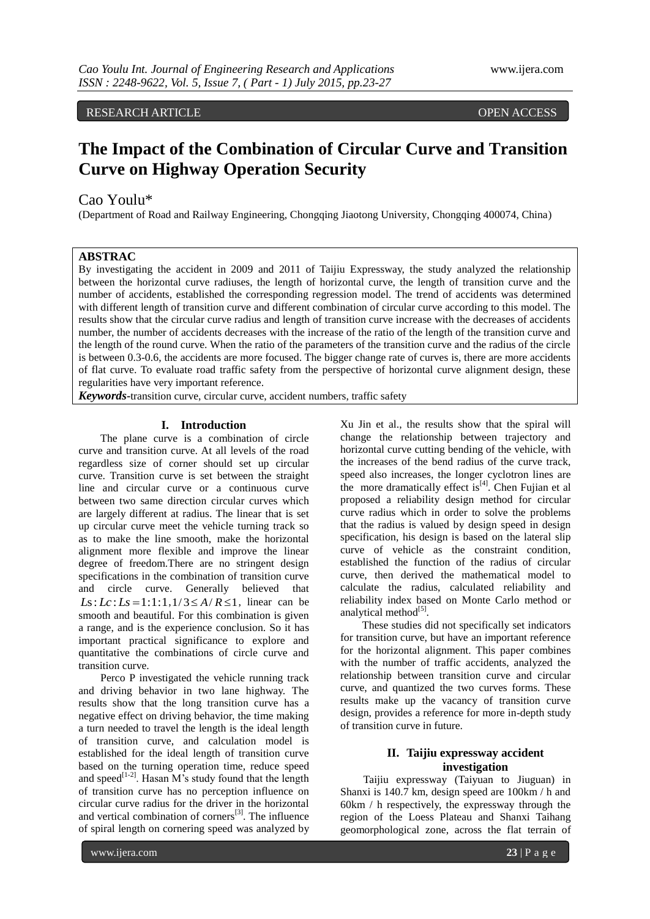RESEARCH ARTICLE OPEN ACCESS

# The Impact of the Combination of Circular Curve and Transition Curve on Highway Operation Security

Cao Youlu*

(Department of Road and Railway Engineering, Chongqing Jiaotong University, Chongqing 400074, China)

**ABSTRAC**

By investigating the accident in 2009 and 2011 of Taijiu Expressway, the study analyzed the relationship between the horizontal curve radiuses, the length of horizontal curve, the length of transition curve and the number of accidents, established the corresponding regression model. The trend of accidents was determined with different length of transition curve and different combination of circular curve according to this model. The results show that the circular curve radius and length of transition curve increase with the decreases of accidents number, the number of accidents decreases with the increase of the ratio of the length of the transition curve and the length of the round curve. When the ratio of the parameters of the transition curve and the radius of the circle is between 0.3-0.6, the accidents are more focused. The bigger change rate of curves is, there are more accidents of flat curve. To evaluate road traffic safety from the perspective of horizontal curve alignment design, these regularities have very important reference.

***Keywords***-transition curve, circular curve, accident numbers, traffic safety

## I. Introduction

The plane curve is a combination of circle curve and transition curve. At all levels of the road regardless size of corner should set up circular curve. Transition curve is set between the straight line and circular curve or a continuous curve between two same direction circular curves which are largely different at radius. The linear that is set up circular curve meet the vehicle turning track so as to make the line smooth, make the horizontal alignment more flexible and improve the linear degree of freedom.There are no stringent design specifications in the combination of transition curve and circle curve. Generally believed that $Ls:Lc:Ls=1:1:1, 1/3\leq A/R\leq 1$, linear can be smooth and beautiful. For this combination is given a range, and is the experience conclusion. So it has important practical significance to explore and quantitative the combinations of circle curve and transition curve.

Perco P investigated the vehicle running track and driving behavior in two lane highway. The results show that the long transition curve has a negative effect on driving behavior, the time making a turn needed to travel the length is the ideal length of transition curve, and calculation model is established for the ideal length of transition curve based on the turning operation time, reduce speed and speed[1-2]. Hasan M's study found that the length of transition curve has no perception influence on circular curve radius for the driver in the horizontal and vertical combination of corners[3]. The influence of spiral length on cornering speed was analyzed by Xu Jin et al., the results show that the spiral will change the relationship between trajectory and horizontal curve cutting bending of the vehicle, with the increases of the bend radius of the curve track, speed also increases, the longer cyclotron lines are the more dramatically effect is[4]. Chen Fujian et al proposed a reliability design method for circular curve radius which in order to solve the problems that the radius is valued by design speed in design specification, his design is based on the lateral slip curve of vehicle as the constraint condition, established the function of the radius of circular curve, then derived the mathematical model to calculate the radius, calculated reliability and reliability index based on Monte Carlo method or analytical method[5].

These studies did not specifically set indicators for transition curve, but have an important reference for the horizontal alignment. This paper combines with the number of traffic accidents, analyzed the relationship between transition curve and circular curve, and quantized the two curves forms. These results make up the vacancy of transition curve design, provides a reference for more in-depth study of transition curve in future.

## II. Taijiu expressway accident investigation

Taijiu expressway (Taiyuan to Jiuguan) in Shanxi is 140.7 km, design speed are 100km / h and 60km / h respectively, the expressway through the region of the Loess Plateau and Shanxi Taihang geomorphological zone, across the flat terrain of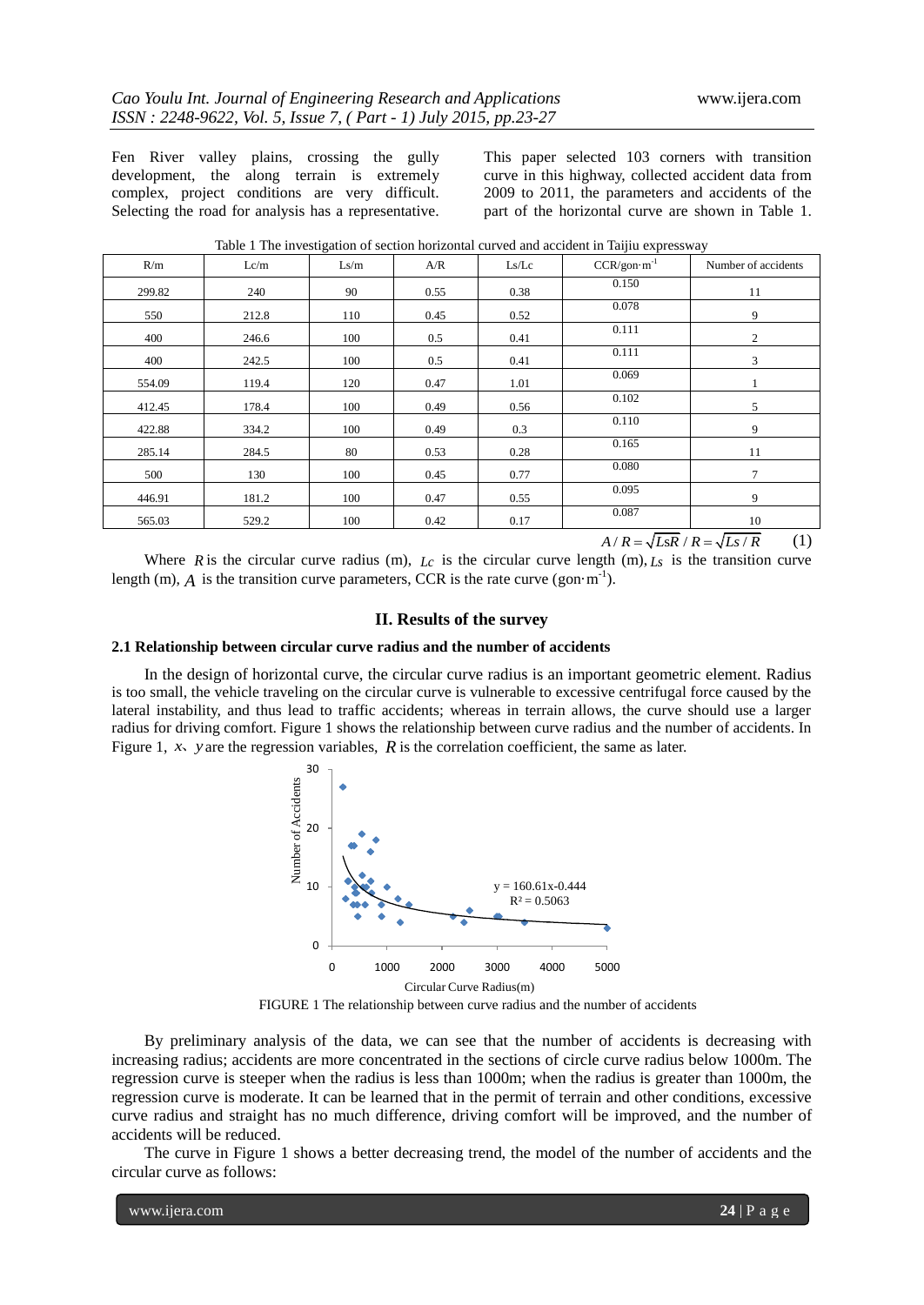Fen River valley plains, crossing the gully development, the along terrain is extremely complex, project conditions are very difficult. Selecting the road for analysis has a representative. This paper selected 103 corners with transition curve in this highway, collected accident data from 2009 to 2011, the parameters and accidents of the part of the horizontal curve are shown in Table 1.

Table 1 The investigation of section horizontal curved and accident in Taijiu expressway

| R/m | Lc/m | Ls/m | A/R | Ls/Lc | CCR/gon·m$^{-1}$ | Number of accidents |
|---|---|---|---|---|---|---|
| 299.82 | 240 | 90 | 0.55 | 0.38 | 0.150 | 11 |
| 550 | 212.8 | 110 | 0.45 | 0.52 | 0.078 | 9 |
| 400 | 246.6 | 100 | 0.5 | 0.41 | 0.111 | 2 |
| 400 | 242.5 | 100 | 0.5 | 0.41 | 0.111 | 3 |
| 554.09 | 119.4 | 120 | 0.47 | 1.01 | 0.069 | 1 |
| 412.45 | 178.4 | 100 | 0.49 | 0.56 | 0.102 | 5 |
| 422.88 | 334.2 | 100 | 0.49 | 0.3 | 0.110 | 9 |
| 285.14 | 284.5 | 80 | 0.53 | 0.28 | 0.165 | 11 |
| 500 | 130 | 100 | 0.45 | 0.77 | 0.080 | 7 |
| 446.91 | 181.2 | 100 | 0.47 | 0.55 | 0.095 | 9 |
| 565.03 | 529.2 | 100 | 0.42 | 0.17 | 0.087 | 10 |

$$A/R = \sqrt{LsR}/R = \sqrt{Ls/R} \tag{1}$$

Where $R$ is the circular curve radius (m), $Lc$ is the circular curve length (m), $Ls$ is the transition curve length (m), $A$ is the transition curve parameters, CCR is the rate curve (gon·m$^{-1}$).

## II. Results of the survey

### 2.1 Relationship between circular curve radius and the number of accidents

In the design of horizontal curve, the circular curve radius is an important geometric element. Radius is too small, the vehicle traveling on the circular curve is vulnerable to excessive centrifugal force caused by the lateral instability, and thus lead to traffic accidents; whereas in terrain allows, the curve should use a larger radius for driving comfort. Figure 1 shows the relationship between curve radius and the number of accidents. In Figure 1, $x$、$y$ are the regression variables, $R$ is the correlation coefficient, the same as later.

FIGURE 1 The relationship between curve radius and the number of accidents

By preliminary analysis of the data, we can see that the number of accidents is decreasing with increasing radius; accidents are more concentrated in the sections of circle curve radius below 1000m. The regression curve is steeper when the radius is less than 1000m; when the radius is greater than 1000m, the regression curve is moderate. It can be learned that in the permit of terrain and other conditions, excessive curve radius and straight has no much difference, driving comfort will be improved, and the number of accidents will be reduced.

The curve in Figure 1 shows a better decreasing trend, the model of the number of accidents and the circular curve as follows: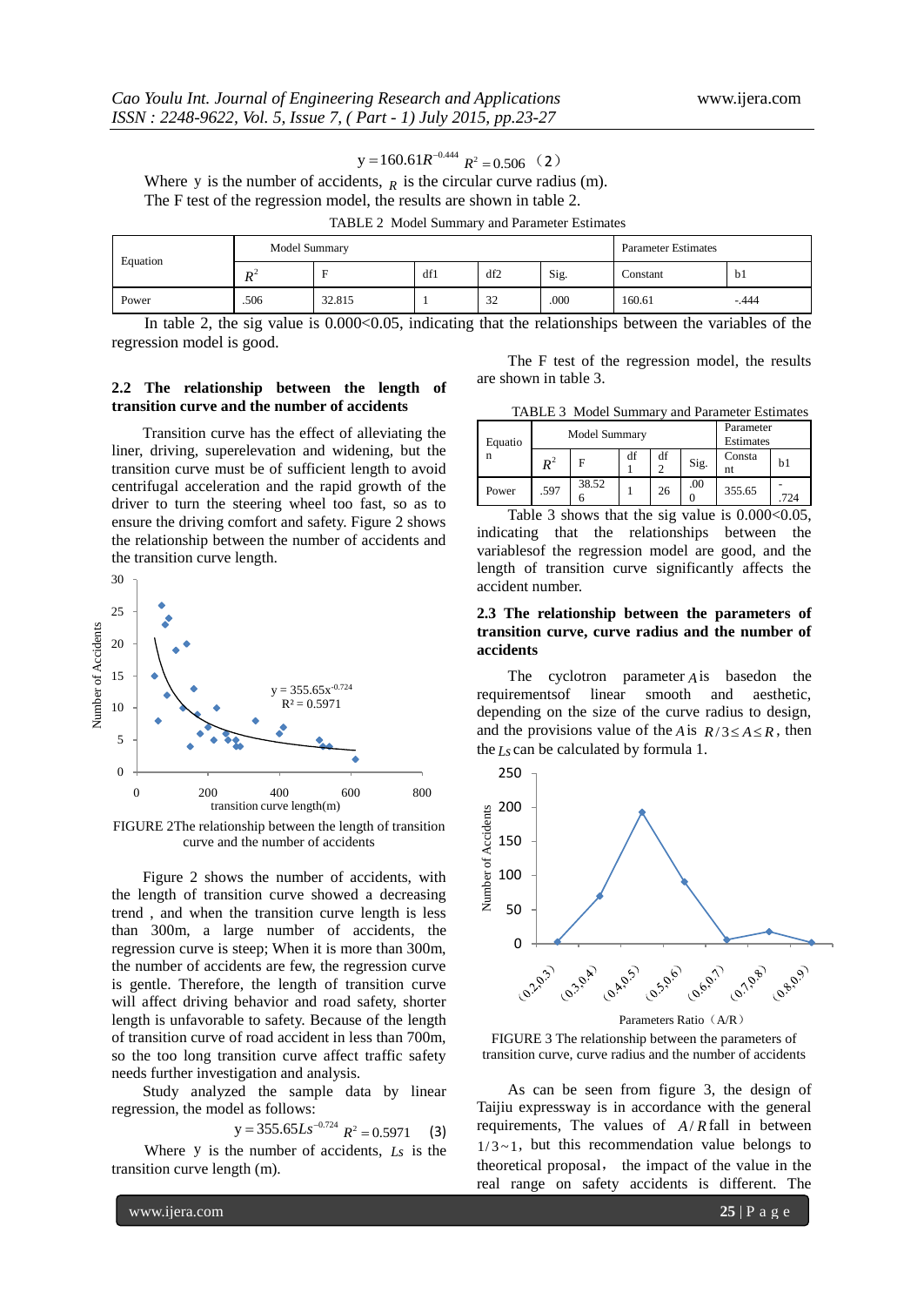$$y = 160.61R^{-0.444} \quad R^2 = 0.506 \quad (2)$$

Where y is the number of accidents, $R$ is the circular curve radius (m).

The F test of the regression model, the results are shown in table 2.

TABLE 2 Model Summary and Parameter Estimates

| Equation | Model Summary | | | | | Parameter Estimates | |
|---|---|---|---|---|---|---|---|
| | $R^2$ | F | df1 | df2 | Sig. | Constant | b1 |
| Power | .506 | 32.815 | 1 | 32 | .000 | 160.61 | -.444 |

In table 2, the sig value is 0.000<0.05, indicating that the relationships between the variables of the regression model is good.

### 2.2 The relationship between the length of transition curve and the number of accidents

Transition curve has the effect of alleviating the liner, driving, superelevation and widening, but the transition curve must be of sufficient length to avoid centrifugal acceleration and the rapid growth of the driver to turn the steering wheel too fast, so as to ensure the driving comfort and safety. Figure 2 shows the relationship between the number of accidents and the transition curve length.

FIGURE 2The relationship between the length of transition curve and the number of accidents

Figure 2 shows the number of accidents, with the length of transition curve showed a decreasing trend , and when the transition curve length is less than 300m, a large number of accidents, the regression curve is steep; When it is more than 300m, the number of accidents are few, the regression curve is gentle. Therefore, the length of transition curve will affect driving behavior and road safety, shorter length is unfavorable to safety. Because of the length of transition curve of road accident in less than 700m, so the too long transition curve affect traffic safety needs further investigation and analysis.

Study analyzed the sample data by linear regression, the model as follows:

$$y = 355.65Ls^{-0.724} \quad R^2 = 0.5971 \quad (3)$$

Where y is the number of accidents, $Ls$ is the transition curve length (m).

The F test of the regression model, the results are shown in table 3.

TABLE 3 Model Summary and Parameter Estimates

| Equation | Model Summary | | | | | Parameter Estimates | |
|---|---|---|---|---|---|---|---|
| | $R^2$ | F | df1 | df2 | Sig. | Constant | b1 |
| Power | .597 | 38.526 | 1 | 26 | .000 | 355.65 | -.724 |

Table 3 shows that the sig value is 0.000<0.05, indicating that the relationships between the variablesof the regression model are good, and the length of transition curve significantly affects the accident number.

### 2.3 The relationship between the parameters of transition curve, curve radius and the number of accidents

The cyclotron parameter $A$ is basedon the requirementsof linear smooth and aesthetic, depending on the size of the curve radius to design, and the provisions value of the $A$ is $R/3 \le A \le R$, then the $Ls$ can be calculated by formula 1.

FIGURE 3 The relationship between the parameters of transition curve, curve radius and the number of accidents

As can be seen from figure 3, the design of Taijiu expressway is in accordance with the general requirements, The values of $A/R$ fall in between $1/3 \sim 1$, but this recommendation value belongs to theoretical proposal, the impact of the value in the real range on safety accidents is different. The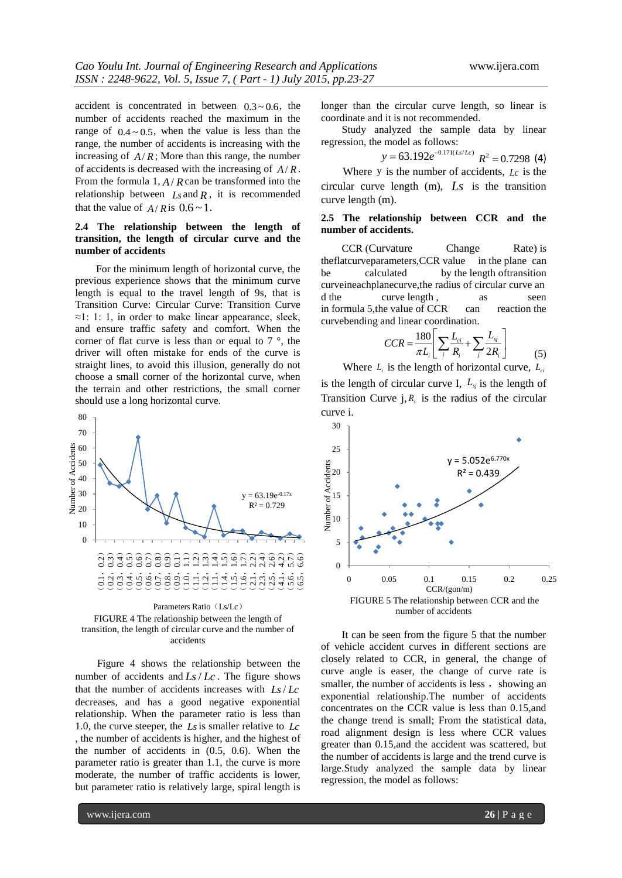accident is concentrated in between $0.3 \sim 0.6$, the number of accidents reached the maximum in the range of $0.4 \sim 0.5$, when the value is less than the range, the number of accidents is increasing with the increasing of $A/R$; More than this range, the number of accidents is decreased with the increasing of $A/R$. From the formula 1, $A/R$ can be transformed into the relationship between $Ls$ and $R$, it is recommended that the value of $A/R$ is $0.6 \sim 1$.

### 2.4 The relationship between the length of transition, the length of circular curve and the number of accidents

For the minimum length of horizontal curve, the previous experience shows that the minimum curve length is equal to the travel length of 9s, that is Transition Curve: Circular Curve: Transition Curve ≈1: 1: 1, in order to make linear appearance, sleek, and ensure traffic safety and comfort. When the corner of flat curve is less than or equal to 7 °, the driver will often mistake for ends of the curve is straight lines, to avoid this illusion, generally do not choose a small corner of the horizontal curve, when the terrain and other restrictions, the small corner should use a long horizontal curve.

FIGURE 4 The relationship between the length of transition, the length of circular curve and the number of accidents

Figure 4 shows the relationship between the number of accidents and $Ls/Lc$. The figure shows that the number of accidents increases with $Ls/Lc$ decreases, and has a good negative exponential relationship. When the parameter ratio is less than 1.0, the curve steeper, the $Ls$ is smaller relative to $Lc$, the number of accidents is higher, and the highest of the number of accidents in (0.5, 0.6). When the parameter ratio is greater than 1.1, the curve is more moderate, the number of traffic accidents is lower, but parameter ratio is relatively large, spiral length is longer than the circular curve length, so linear is coordinate and it is not recommended.

Study analyzed the sample data by linear regression, the model as follows:

$$y = 63.192e^{-0.171(Ls/Lc)} \quad R^2 = 0.7298 \quad (4)$$

Where y is the number of accidents, $Lc$ is the circular curve length (m), $Ls$ is the transition curve length (m).

### 2.5 The relationship between CCR and the number of accidents.

CCR (Curvature Change Rate) is theflatcurveparameters,CCR value in the plane can be calculated by the length oftransition curveineachplanecurve,the radius of circular curve and the curve length , as seen in formula 5,the value of CCR can reaction the curvebending and linear coordination.

$$CCR = \frac{180}{\pi L_i}\left[\sum_i \frac{L_{ci}}{R_i} + \sum_j \frac{L_{sj}}{2R_i}\right] \quad (5)$$

Where $L_i$ is the length of horizontal curve, $L_{ci}$ is the length of circular curve I, $L_{sj}$ is the length of Transition Curve j, $R_i$ is the radius of the circular curve i.

FIGURE 5 The relationship between CCR and the number of accidents

It can be seen from the figure 5 that the number of vehicle accident curves in different sections are closely related to CCR, in general, the change of curve angle is easer, the change of curve rate is smaller, the number of accidents is less，showing an exponential relationship.The number of accidents concentrates on the CCR value is less than 0.15,and the change trend is small; From the statistical data, road alignment design is less where CCR values greater than 0.15,and the accident was scattered, but the number of accidents is large and the trend curve is large.Study analyzed the sample by linear regression, the model as follows: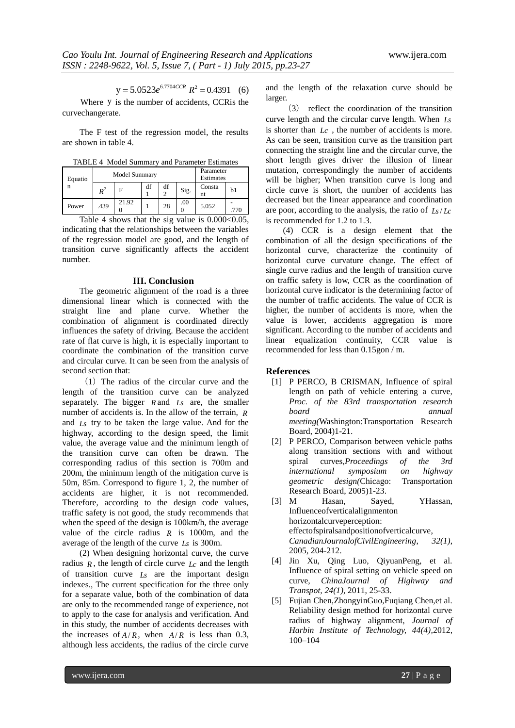$$y = 5.0523e^{6.7704CCR} \quad R^2 = 0.4391 \quad (6)$$

Where $y$ is the number of accidents, CCRis the curvechangerate.

The F test of the regression model, the results are shown in table 4.

TABLE 4 Model Summary and Parameter Estimates

| Equation | Model Summary | | | | | Parameter Estimates | |
|---|---|---|---|---|---|---|---|
| | $R^2$ | F | df1 | df2 | Sig. | Constant | b1 |
| Power | .439 | 21.920 | 1 | 28 | .000 | 5.052 | -.770 |

Table 4 shows that the sig value is 0.000<0.05, indicating that the relationships between the variables of the regression model are good, and the length of transition curve significantly affects the accident number.

## III. Conclusion

The geometric alignment of the road is a three dimensional linear which is connected with the straight line and plane curve. Whether the combination of alignment is coordinated directly influences the safety of driving. Because the accident rate of flat curve is high, it is especially important to coordinate the combination of the transition curve and circular curve. It can be seen from the analysis of second section that:

(1) The radius of the circular curve and the length of the transition curve can be analyzed separately. The bigger $R$ and $Ls$ are, the smaller number of accidents is. In the allow of the terrain, $R$ and $Ls$ try to be taken the large value. And for the highway, according to the design speed, the limit value, the average value and the minimum length of the transition curve can often be drawn. The corresponding radius of this section is 700m and 200m, the minimum length of the mitigation curve is 50m, 85m. Correspond to figure 1, 2, the number of accidents are higher, it is not recommended. Therefore, according to the design code values, traffic safety is not good, the study recommends that when the speed of the design is 100km/h, the average value of the circle radius $R$ is 1000m, and the average of the length of the curve $Ls$ is 300m.

(2) When designing horizontal curve, the curve radius $R$, the length of circle curve $Lc$ and the length of transition curve $Ls$ are the important design indexes., The current specification for the three only for a separate value, both of the combination of data are only to the recommended range of experience, not to apply to the case for analysis and verification. And in this study, the number of accidents decreases with the increases of $A/R$, when $A/R$ is less than 0.3, although less accidents, the radius of the circle curve and the length of the relaxation curve should be larger.

(3) reflect the coordination of the transition curve length and the circular curve length. When $Ls$ is shorter than $Lc$ , the number of accidents is more. As can be seen, transition curve as the transition part connecting the straight line and the circular curve, the short length gives driver the illusion of linear mutation, correspondingly the number of accidents will be higher; When transition curve is long and circle curve is short, the number of accidents has decreased but the linear appearance and coordination are poor, according to the analysis, the ratio of $Ls/Lc$ is recommended for 1.2 to 1.3.

(4) CCR is a design element that the combination of all the design specifications of the horizontal curve, characterize the continuity of horizontal curve curvature change. The effect of single curve radius and the length of transition curve on traffic safety is low, CCR as the coordination of horizontal curve indicator is the determining factor of the number of traffic accidents. The value of CCR is higher, the number of accidents is more, when the value is lower, accidents aggregation is more significant. According to the number of accidents and linear equalization continuity, CCR value is recommended for less than 0.15gon / m.

## References

[1] P PERCO, B CRISMAN, Influence of spiral length on path of vehicle entering a curve, *Proc. of the 83rd transportation research board annual meeting(*Washington:Transportation Research Board, 2004)1-21.

[2] P PERCO, Comparison between vehicle paths along transition sections with and without spiral curves,*Proceedings of the 3rd international symposium on highway geometric design(*Chicago: Transportation Research Board, 2005)1-23.

[3] M Hasan, Sayed, YHassan, Influenceofverticalalignmenton horizontalcurveperception: effectofspiralsandpositionofverticalcurve, *CanadianJournalofCivilEngineering*, *32(1)*, 2005, 204-212.

[4] Jin Xu, Qing Luo, QiyuanPeng, et al. Influence of spiral setting on vehicle speed on curve, *ChinaJournal of Highway and Transpot, 24(1)*, 2011, 25-33.

[5] Fujian Chen,ZhongyinGuo,Fuqiang Chen,et al. Reliability design method for horizontal curve radius of highway alignment, *Journal of Harbin Institute of Technology, 44(4)*,2012, 100–104